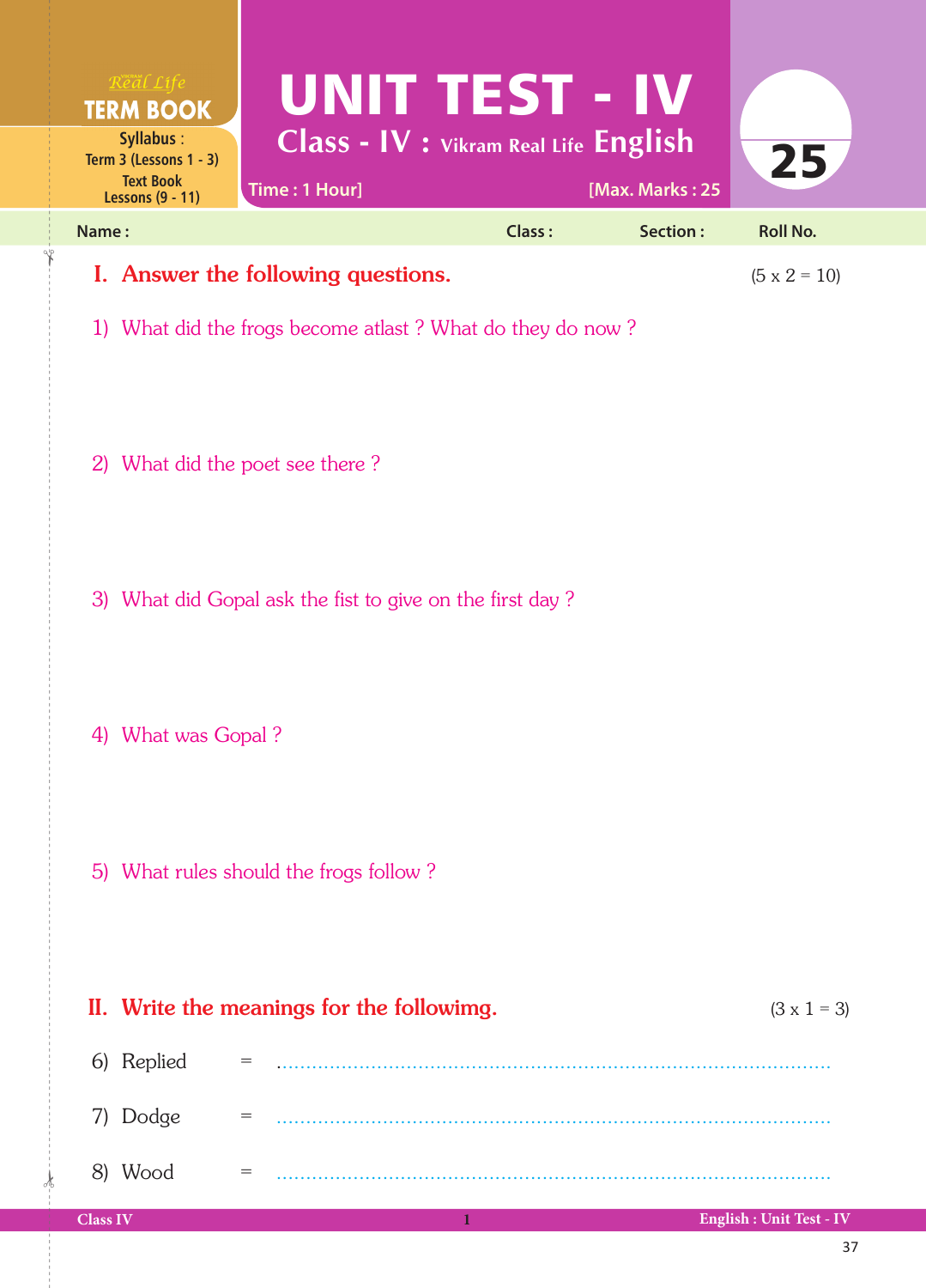Real Life
**TERM BOOK**

**Syllabus :**
Term 3 (Lessons 1 - 3)
Text Book
Lessons (9 - 11)

# UNIT TEST - IV

## Class - IV : Vikram Real Life English

Time : 1 Hour] [Max. Marks : 25

25

Name : Class : Section : Roll No.

## I. Answer the following questions. (5 x 2 = 10)

1) What did the frogs become atlast ? What do they do now ?

2) What did the poet see there ?

3) What did Gopal ask the fist to give on the first day ?

4) What was Gopal ?

5) What rules should the frogs follow ?

## II. Write the meanings for the followimg. (3 x 1 = 3)

6) Replied = ..........................................................................................

7) Dodge = ..........................................................................................

8) Wood = ..........................................................................................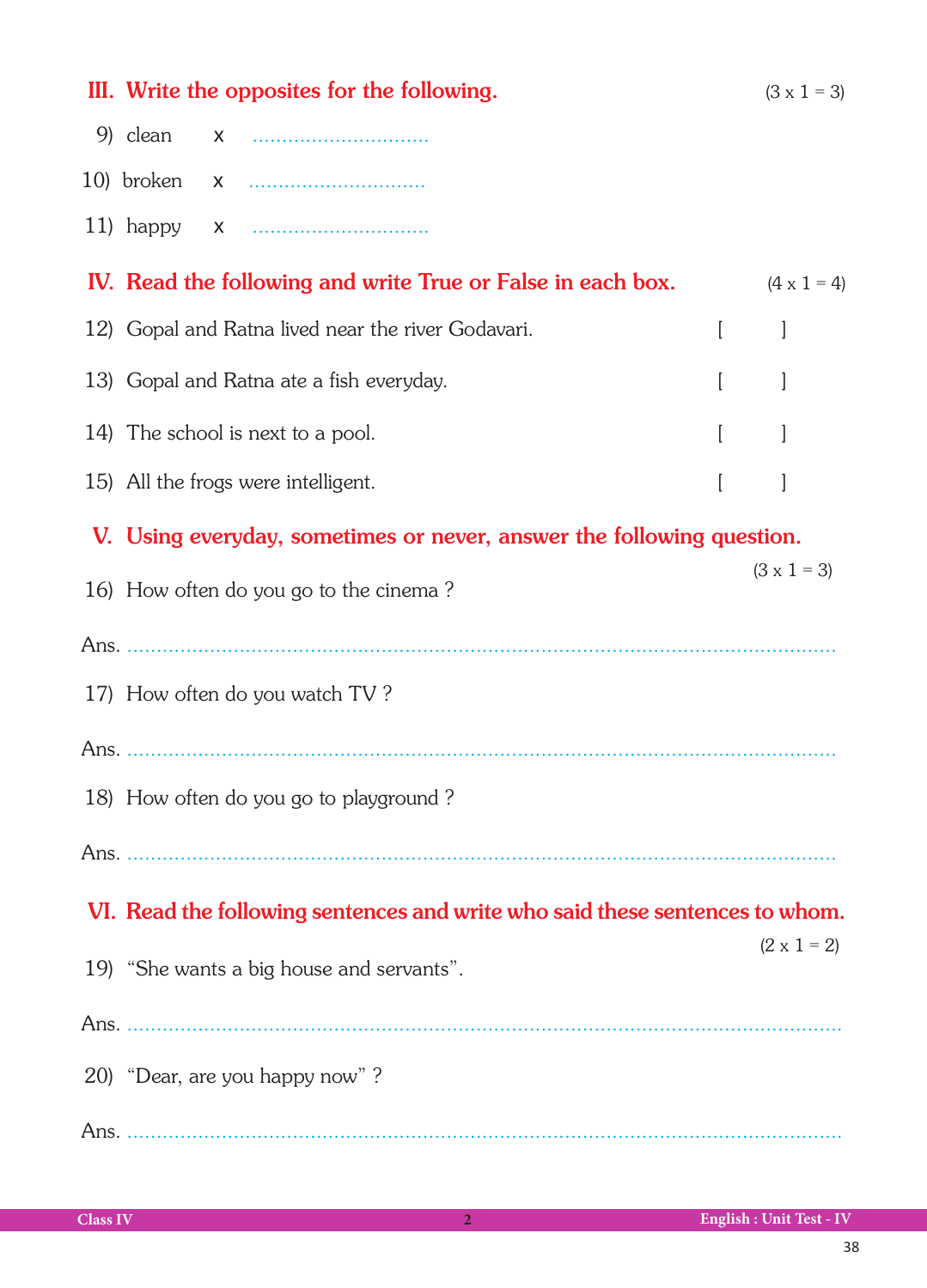## III. Write the opposites for the following. (3 x 1 = 3)

9) clean x ..............................

10) broken x ..............................

11) happy x ..............................

## IV. Read the following and write True or False in each box. (4 x 1 = 4)

12) Gopal and Ratna lived near the river Godavari. [ ]

13) Gopal and Ratna ate a fish everyday. [ ]

14) The school is next to a pool. [ ]

15) All the frogs were intelligent. [ ]

## V. Using everyday, sometimes or never, answer the following question. (3 x 1 = 3)

16) How often do you go to the cinema ?

Ans. ..............................................................................................................

17) How often do you watch TV ?

Ans. ..............................................................................................................

18) How often do you go to playground ?

Ans. ..............................................................................................................

## VI. Read the following sentences and write who said these sentences to whom. (2 x 1 = 2)

19) "She wants a big house and servants".

Ans. ..............................................................................................................

20) "Dear, are you happy now" ?

Ans. ..............................................................................................................